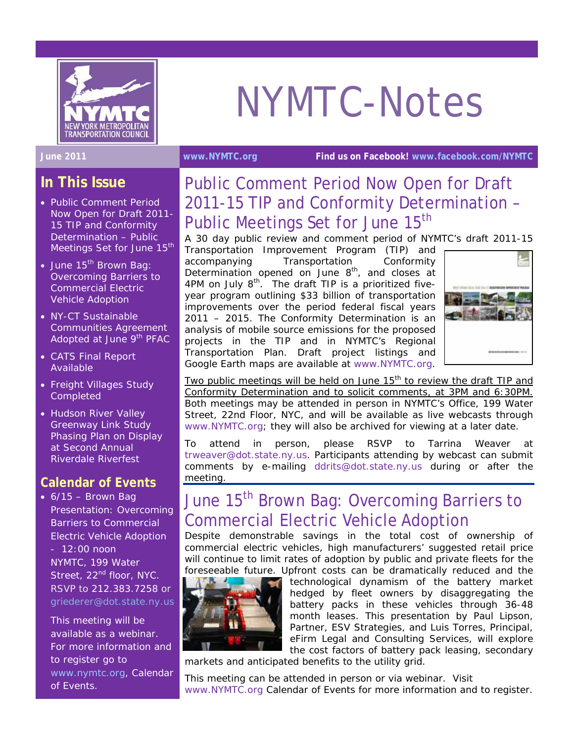# NYMTC-Notes

**June 2011** **www.NYMTC.org** **Find us on Facebook! www.facebook.com/NYMTC**

## In This Issue

- Public Comment Period Now Open for Draft 2011-15 TIP and Conformity Determination – Public Meetings Set for June 15th
- June 15th Brown Bag: Overcoming Barriers to Commercial Electric Vehicle Adoption
- NY-CT Sustainable Communities Agreement Adopted at June 9th PFAC
- CATS Final Report Available
- Freight Villages Study Completed
- Hudson River Valley Greenway Link Study Phasing Plan on Display at Second Annual Riverdale Riverfest

## Calendar of Events

- 6/15 – Brown Bag Presentation: Overcoming Barriers to Commercial Electric Vehicle Adoption - 12:00 noon NYMTC, 199 Water Street, 22nd floor, NYC. RSVP to 212.383.7258 or griederer@dot.state.ny.us

This meeting will be available as a webinar. For more information and to register go to www.nymtc.org, Calendar of Events.

## Public Comment Period Now Open for Draft 2011-15 TIP and Conformity Determination – Public Meetings Set for June 15th

A 30 day public review and comment period of NYMTC's draft 2011-15 Transportation Improvement Program (TIP) and accompanying Transportation Conformity Determination opened on June 8th, and closes at 4PM on July 8th. The draft TIP is a prioritized five-year program outlining $33 billion of transportation improvements over the period federal fiscal years 2011 – 2015. The Conformity Determination is an analysis of mobile source emissions for the proposed projects in the TIP and in NYMTC's Regional Transportation Plan. Draft project listings and Google Earth maps are available at www.NYMTC.org.

Two public meetings will be held on June 15th to review the draft TIP and Conformity Determination and to solicit comments, at 3PM and 6:30PM. Both meetings may be attended in person in NYMTC's Office, 199 Water Street, 22nd Floor, NYC, and will be available as live webcasts through www.NYMTC.org; they will also be archived for viewing at a later date.

To attend in person, please RSVP to Tarrina Weaver at trweaver@dot.state.ny.us. Participants attending by webcast can submit comments by e-mailing ddrits@dot.state.ny.us during or after the meeting.

## June 15th Brown Bag: Overcoming Barriers to Commercial Electric Vehicle Adoption

Despite demonstrable savings in the total cost of ownership of commercial electric vehicles, high manufacturers' suggested retail price will continue to limit rates of adoption by public and private fleets for the foreseeable future. Upfront costs can be dramatically reduced and the technological dynamism of the battery market hedged by fleet owners by disaggregating the battery packs in these vehicles through 36-48 month leases. This presentation by Paul Lipson, Partner, ESV Strategies, and Luis Torres, Principal, eFirm Legal and Consulting Services, will explore the cost factors of battery pack leasing, secondary markets and anticipated benefits to the utility grid.

This meeting can be attended in person or via webinar. Visit www.NYMTC.org Calendar of Events for more information and to register.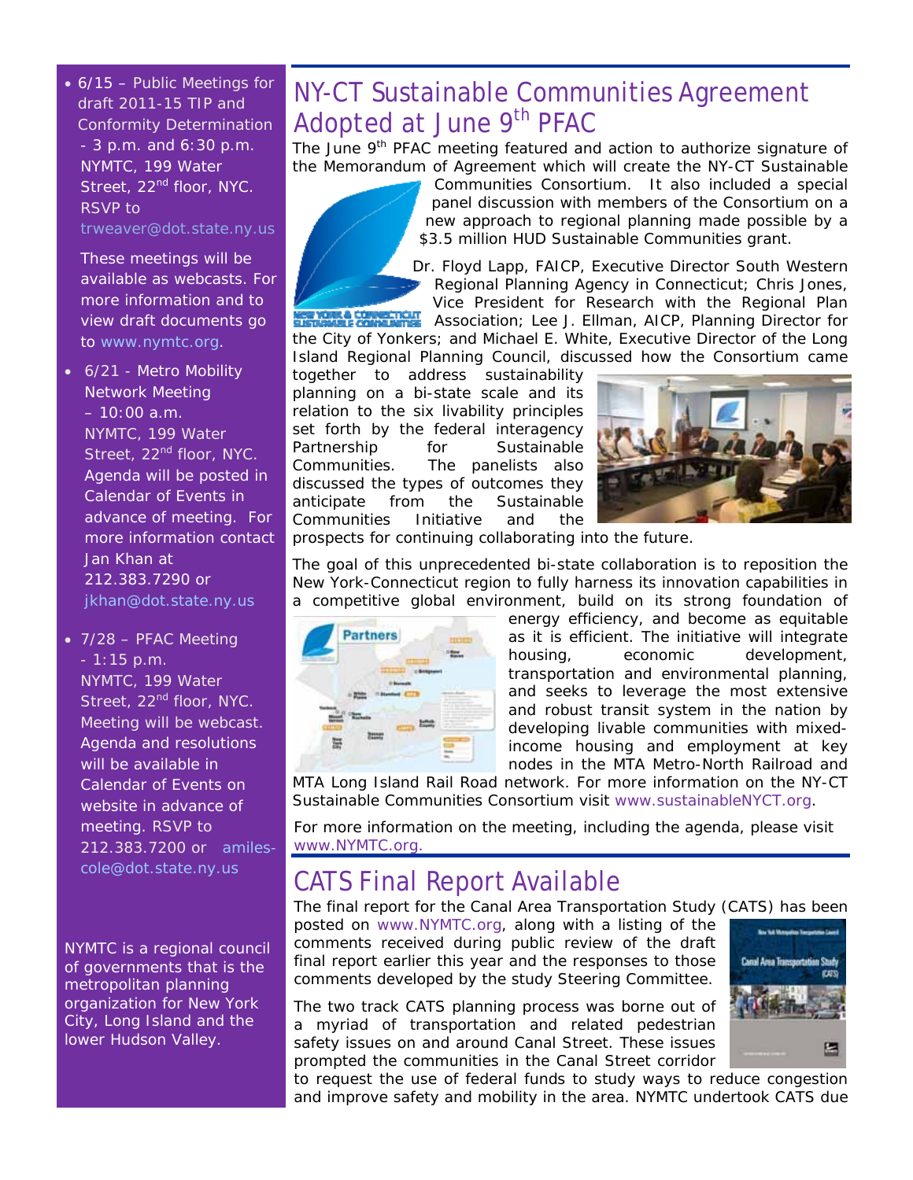- 6/15 – Public Meetings for draft 2011-15 TIP and Conformity Determination - 3 p.m. and 6:30 p.m. NYMTC, 199 Water Street, 22nd floor, NYC. RSVP to trweaver@dot.state.ny.us

  These meetings will be available as webcasts. For more information and to view draft documents go to www.nymtc.org.

- 6/21 - Metro Mobility Network Meeting – 10:00 a.m. NYMTC, 199 Water Street, 22nd floor, NYC. Agenda will be posted in Calendar of Events in advance of meeting. For more information contact Jan Khan at 212.383.7290 or jkhan@dot.state.ny.us

- 7/28 – PFAC Meeting - 1:15 p.m. NYMTC, 199 Water Street, 22nd floor, NYC. Meeting will be webcast. Agenda and resolutions will be available in Calendar of Events on website in advance of meeting. RSVP to 212.383.7200 or amiles-cole@dot.state.ny.us

NYMTC is a regional council of governments that is the metropolitan planning organization for New York City, Long Island and the lower Hudson Valley.

# NY-CT Sustainable Communities Agreement Adopted at June 9th PFAC

The June 9th PFAC meeting featured and action to authorize signature of the Memorandum of Agreement which will create the NY-CT Sustainable Communities Consortium. It also included a special panel discussion with members of the Consortium on a new approach to regional planning made possible by a $3.5 million HUD Sustainable Communities grant.

Dr. Floyd Lapp, FAICP, Executive Director South Western Regional Planning Agency in Connecticut; Chris Jones, Vice President for Research with the Regional Plan Association; Lee J. Ellman, AICP, Planning Director for the City of Yonkers; and Michael E. White, Executive Director of the Long Island Regional Planning Council, discussed how the Consortium came together to address sustainability planning on a bi-state scale and its relation to the six livability principles set forth by the federal interagency Partnership for Sustainable Communities. The panelists also discussed the types of outcomes they anticipate from the Sustainable Communities Initiative and the prospects for continuing collaborating into the future.

The goal of this unprecedented bi-state collaboration is to reposition the New York-Connecticut region to fully harness its innovation capabilities in a competitive global environment, build on its strong foundation of energy efficiency, and become as equitable as it is efficient. The initiative will integrate housing, economic development, transportation and environmental planning, and seeks to leverage the most extensive and robust transit system in the nation by developing livable communities with mixed-income housing and employment at key nodes in the MTA Metro-North Railroad and MTA Long Island Rail Road network. For more information on the NY-CT Sustainable Communities Consortium visit www.sustainableNYCT.org.

For more information on the meeting, including the agenda, please visit www.NYMTC.org.

# CATS Final Report Available

The final report for the Canal Area Transportation Study (CATS) has been posted on www.NYMTC.org, along with a listing of the comments received during public review of the draft final report earlier this year and the responses to those comments developed by the study Steering Committee.

The two track CATS planning process was borne out of a myriad of transportation and related pedestrian safety issues on and around Canal Street. These issues prompted the communities in the Canal Street corridor to request the use of federal funds to study ways to reduce congestion and improve safety and mobility in the area. NYMTC undertook CATS due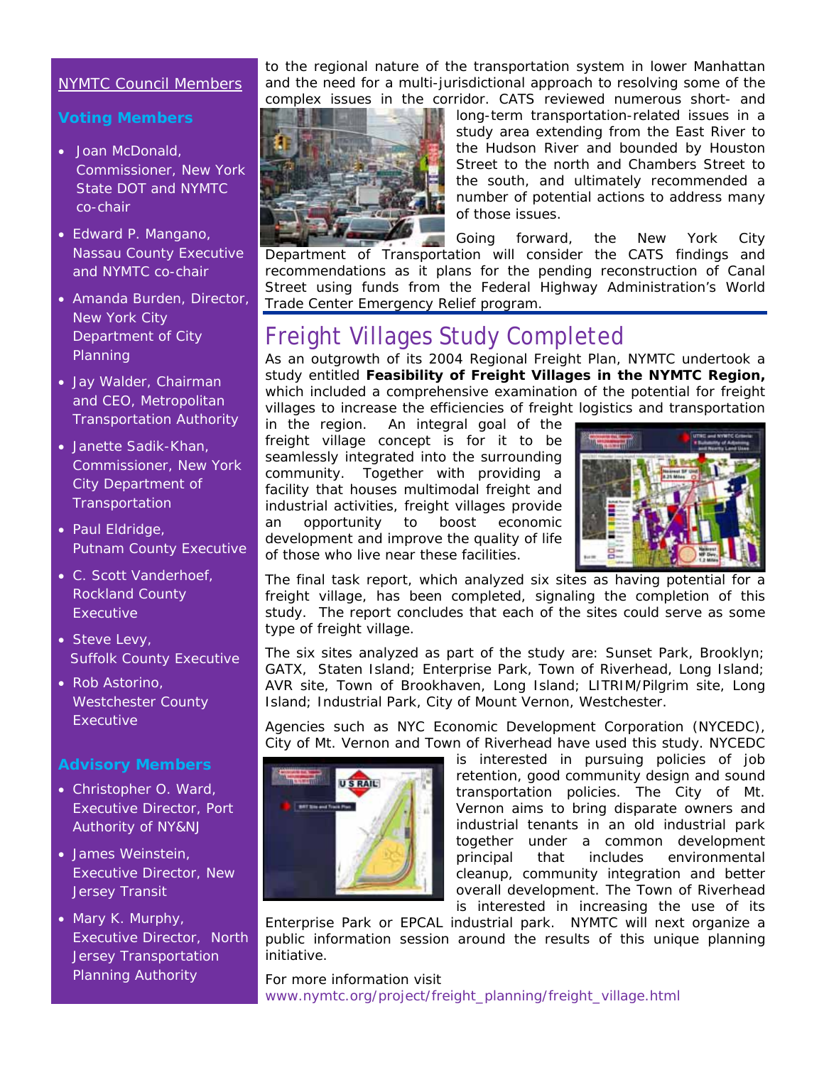to the regional nature of the transportation system in lower Manhattan and the need for a multi-jurisdictional approach to resolving some of the complex issues in the corridor. CATS reviewed numerous short- and long-term transportation-related issues in a study area extending from the East River to the Hudson River and bounded by Houston Street to the north and Chambers Street to the south, and ultimately recommended a number of potential actions to address many of those issues.

Going forward, the New York City Department of Transportation will consider the CATS findings and recommendations as it plans for the pending reconstruction of Canal Street using funds from the Federal Highway Administration's World Trade Center Emergency Relief program.

## Freight Villages Study Completed

As an outgrowth of its 2004 Regional Freight Plan, NYMTC undertook a study entitled **Feasibility of Freight Villages in the NYMTC Region,** which included a comprehensive examination of the potential for freight villages to increase the efficiencies of freight logistics and transportation in the region. An integral goal of the freight village concept is for it to be seamlessly integrated into the surrounding community. Together with providing a facility that houses multimodal freight and industrial activities, freight villages provide an opportunity to boost economic development and improve the quality of life of those who live near these facilities.

The final task report, which analyzed six sites as having potential for a freight village, has been completed, signaling the completion of this study. The report concludes that each of the sites could serve as some type of freight village.

The six sites analyzed as part of the study are: Sunset Park, Brooklyn; GATX, Staten Island; Enterprise Park, Town of Riverhead, Long Island; AVR site, Town of Brookhaven, Long Island; LITRIM/Pilgrim site, Long Island; Industrial Park, City of Mount Vernon, Westchester.

Agencies such as NYC Economic Development Corporation (NYCEDC), City of Mt. Vernon and Town of Riverhead have used this study. NYCEDC is interested in pursuing policies of job retention, good community design and sound transportation policies. The City of Mt. Vernon aims to bring disparate owners and industrial tenants in an old industrial park together under a common development principal that includes environmental cleanup, community integration and better overall development. The Town of Riverhead is interested in increasing the use of its Enterprise Park or EPCAL industrial park. NYMTC will next organize a public information session around the results of this unique planning initiative.

For more information visit www.nymtc.org/project/freight_planning/freight_village.html

---

NYMTC Council Members

**Voting Members**

- Joan McDonald, Commissioner, New York State DOT and NYMTC co-chair
- Edward P. Mangano, Nassau County Executive and NYMTC co-chair
- Amanda Burden, Director, New York City Department of City Planning
- Jay Walder, Chairman and CEO, Metropolitan Transportation Authority
- Janette Sadik-Khan, Commissioner, New York City Department of Transportation
- Paul Eldridge, Putnam County Executive
- C. Scott Vanderhoef, Rockland County Executive
- Steve Levy, Suffolk County Executive
- Rob Astorino, Westchester County Executive

**Advisory Members**

- Christopher O. Ward, Executive Director, Port Authority of NY&NJ
- James Weinstein, Executive Director, New Jersey Transit
- Mary K. Murphy, Executive Director, North Jersey Transportation Planning Authority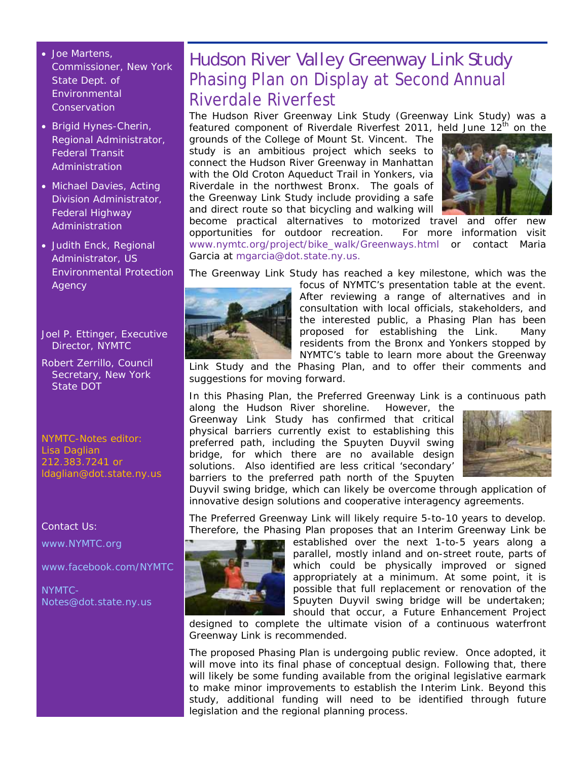- Joe Martens, Commissioner, New York State Dept. of Environmental Conservation
- Brigid Hynes-Cherin, Regional Administrator, Federal Transit Administration
- Michael Davies, Acting Division Administrator, Federal Highway Administration
- Judith Enck, Regional Administrator, US Environmental Protection Agency

Joel P. Ettinger, Executive Director, NYMTC

Robert Zerrillo, Council Secretary, New York State DOT

NYMTC-Notes editor:
Lisa Daglian
212.383.7241 or
ldaglian@dot.state.ny.us

Contact Us:

www.NYMTC.org

www.facebook.com/NYMTC

NYMTC-Notes@dot.state.ny.us

# Hudson River Valley Greenway Link Study

## Phasing Plan on Display at Second Annual Riverdale Riverfest

The Hudson River Greenway Link Study (Greenway Link Study) was a featured component of Riverdale Riverfest 2011, held June 12th on the grounds of the College of Mount St. Vincent. The study is an ambitious project which seeks to connect the Hudson River Greenway in Manhattan with the Old Croton Aqueduct Trail in Yonkers, via Riverdale in the northwest Bronx. The goals of the Greenway Link Study include providing a safe and direct route so that bicycling and walking will become practical alternatives to motorized travel and offer new opportunities for outdoor recreation. For more information visit www.nymtc.org/project/bike_walk/Greenways.html or contact Maria Garcia at mgarcia@dot.state.ny.us.

The Greenway Link Study has reached a key milestone, which was the focus of NYMTC's presentation table at the event. After reviewing a range of alternatives and in consultation with local officials, stakeholders, and the interested public, a Phasing Plan has been proposed for establishing the Link. Many residents from the Bronx and Yonkers stopped by NYMTC's table to learn more about the Greenway Link Study and the Phasing Plan, and to offer their comments and suggestions for moving forward.

In this Phasing Plan, the Preferred Greenway Link is a continuous path along the Hudson River shoreline. However, the Greenway Link Study has confirmed that critical physical barriers currently exist to establishing this preferred path, including the Spuyten Duyvil swing bridge, for which there are no available design solutions. Also identified are less critical 'secondary' barriers to the preferred path north of the Spuyten Duyvil swing bridge, which can likely be overcome through application of innovative design solutions and cooperative interagency agreements.

The Preferred Greenway Link will likely require 5-to-10 years to develop. Therefore, the Phasing Plan proposes that an Interim Greenway Link be established over the next 1-to-5 years along a parallel, mostly inland and on-street route, parts of which could be physically improved or signed appropriately at a minimum. At some point, it is possible that full replacement or renovation of the Spuyten Duyvil swing bridge will be undertaken; should that occur, a Future Enhancement Project designed to complete the ultimate vision of a continuous waterfront Greenway Link is recommended.

The proposed Phasing Plan is undergoing public review. Once adopted, it will move into its final phase of conceptual design. Following that, there will likely be some funding available from the original legislative earmark to make minor improvements to establish the Interim Link. Beyond this study, additional funding will need to be identified through future legislation and the regional planning process.